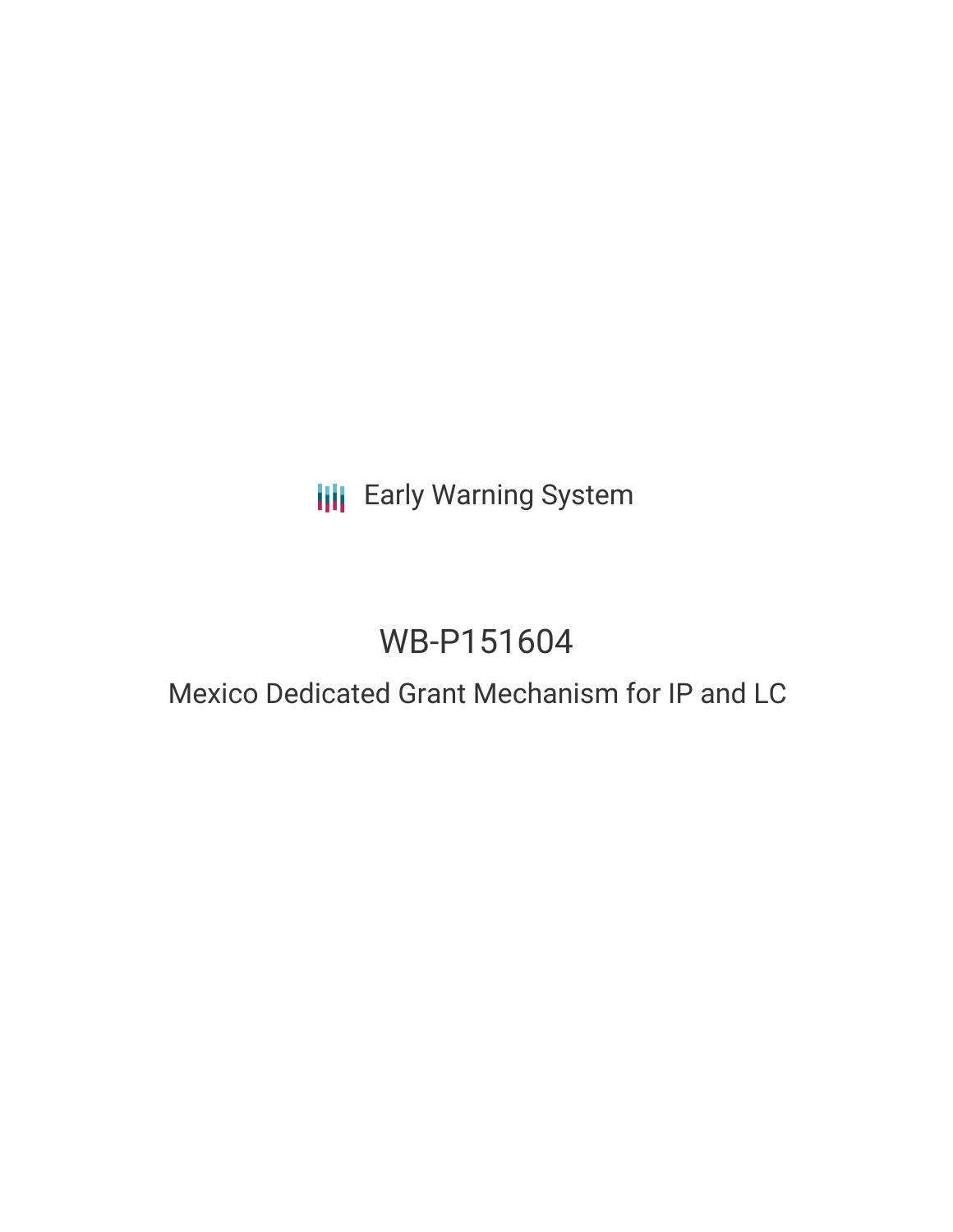Early Warning System

# WB-P151604

## Mexico Dedicated Grant Mechanism for IP and LC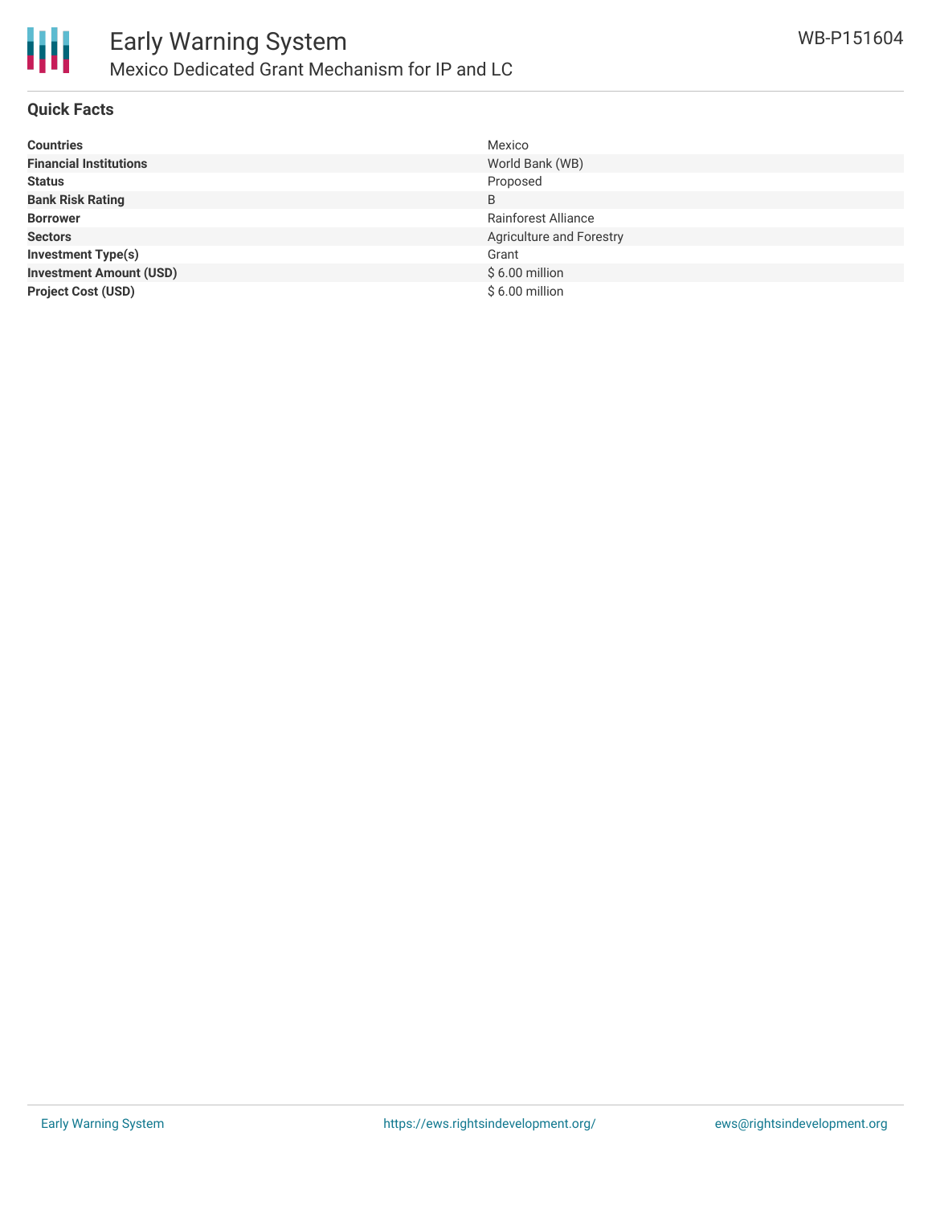## Quick Facts

| | |
|---|---|
| **Countries** | Mexico |
| **Financial Institutions** | World Bank (WB) |
| **Status** | Proposed |
| **Bank Risk Rating** | B |
| **Borrower** | Rainforest Alliance |
| **Sectors** | Agriculture and Forestry |
| **Investment Type(s)** | Grant |
| **Investment Amount (USD)** | $ 6.00 million |
| **Project Cost (USD)** | $ 6.00 million |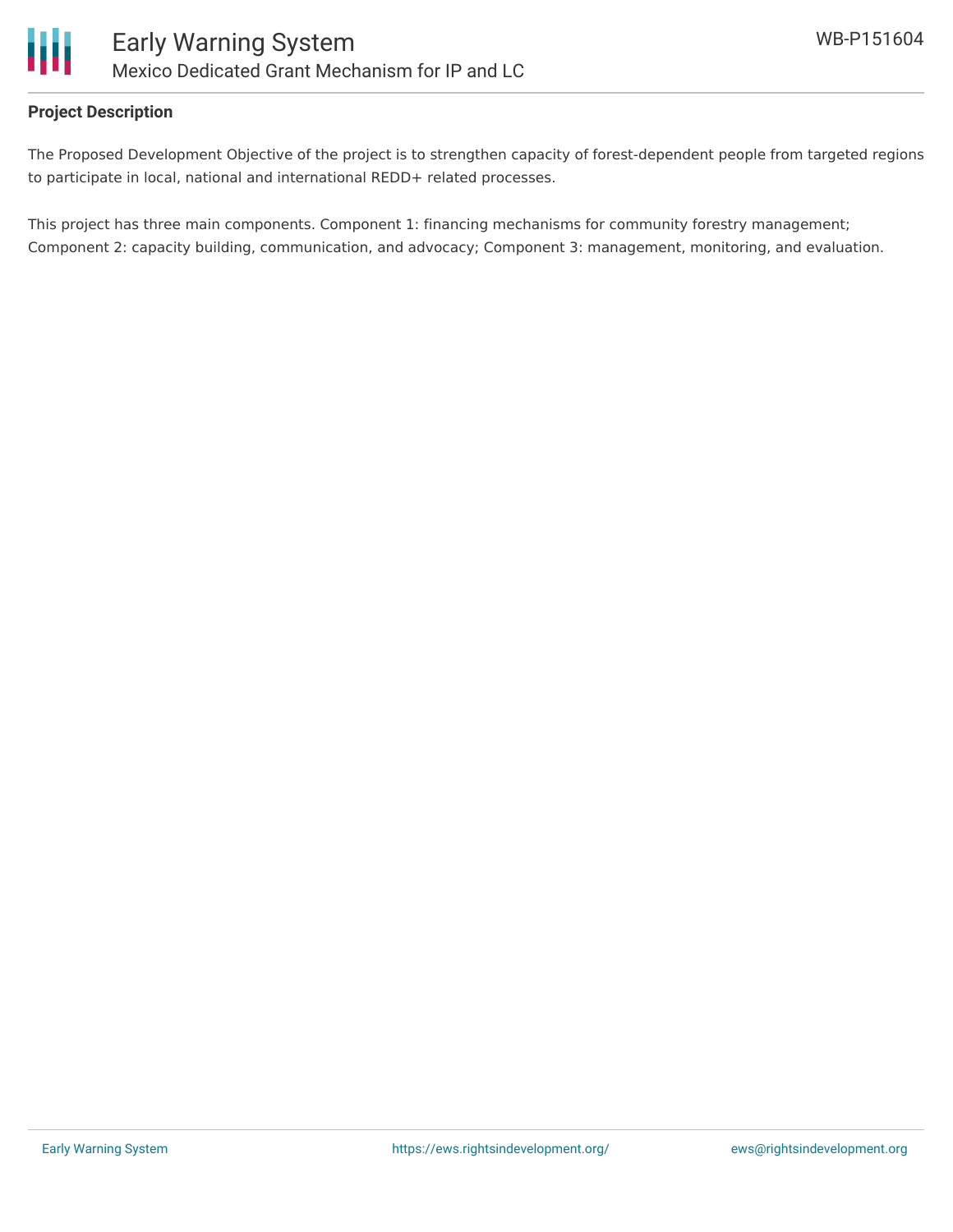**Project Description**

The Proposed Development Objective of the project is to strengthen capacity of forest-dependent people from targeted regions to participate in local, national and international REDD+ related processes.

This project has three main components. Component 1: financing mechanisms for community forestry management; Component 2: capacity building, communication, and advocacy; Component 3: management, monitoring, and evaluation.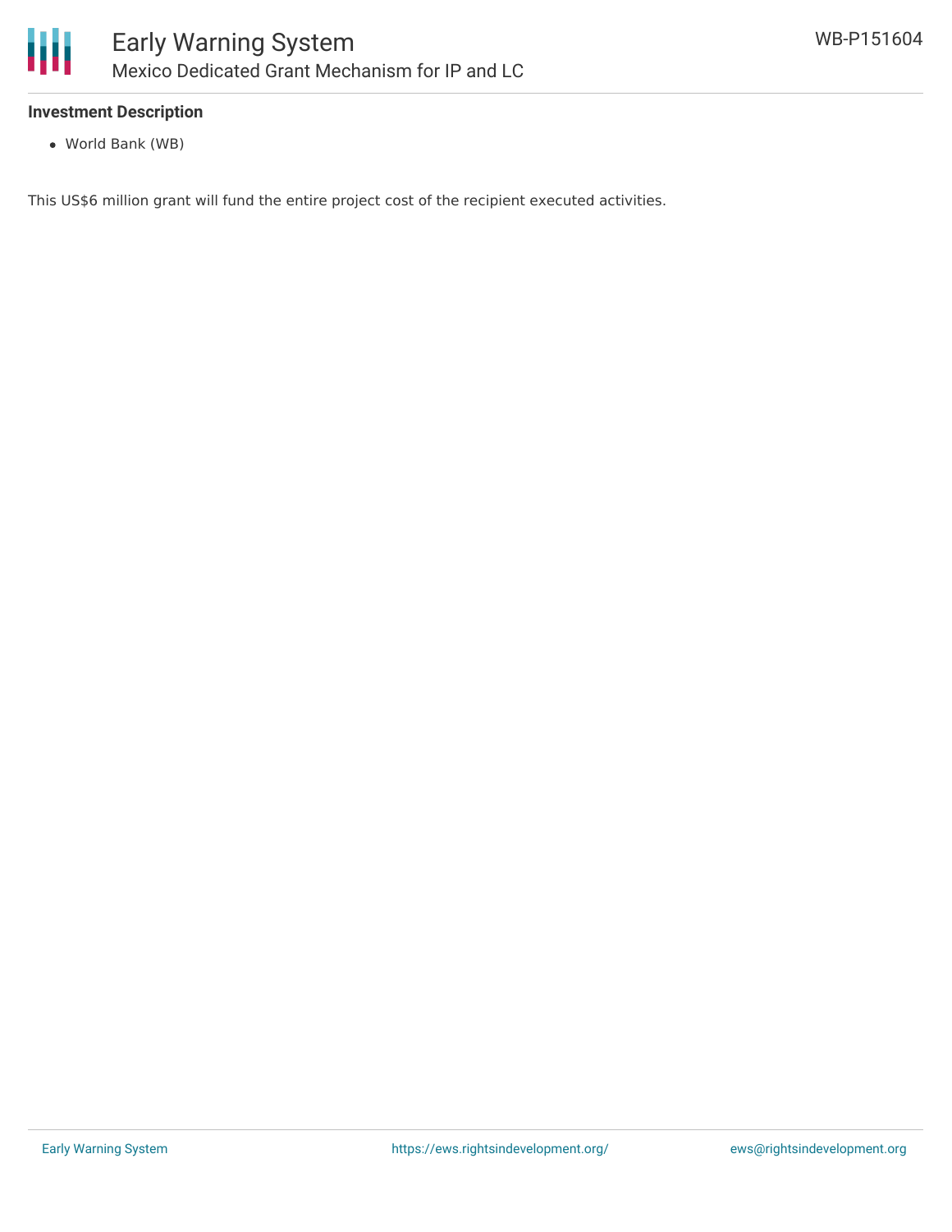### Investment Description

- World Bank (WB)

This US$6 million grant will fund the entire project cost of the recipient executed activities.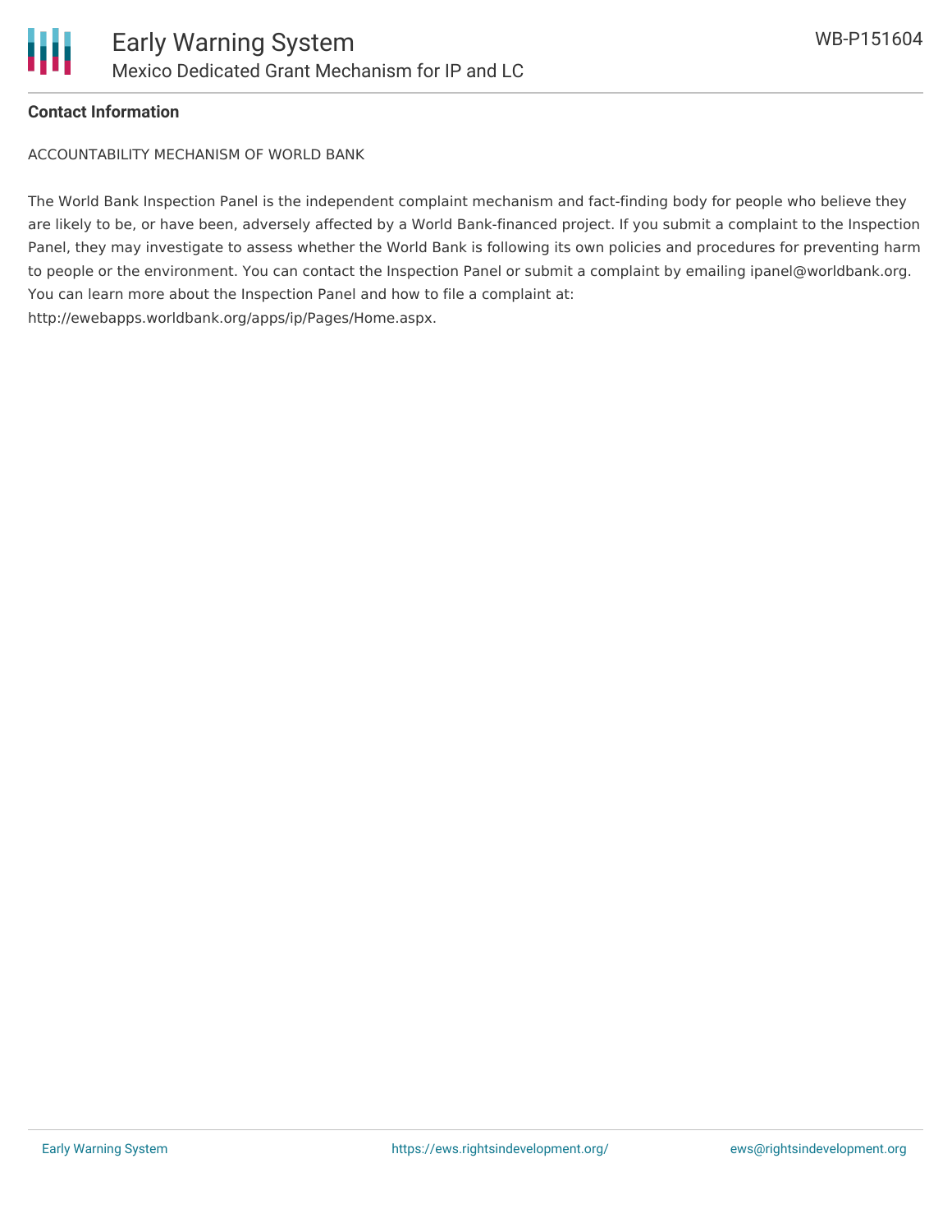**Contact Information**

ACCOUNTABILITY MECHANISM OF WORLD BANK

The World Bank Inspection Panel is the independent complaint mechanism and fact-finding body for people who believe they are likely to be, or have been, adversely affected by a World Bank-financed project. If you submit a complaint to the Inspection Panel, they may investigate to assess whether the World Bank is following its own policies and procedures for preventing harm to people or the environment. You can contact the Inspection Panel or submit a complaint by emailing ipanel@worldbank.org. You can learn more about the Inspection Panel and how to file a complaint at: http://ewebapps.worldbank.org/apps/ip/Pages/Home.aspx.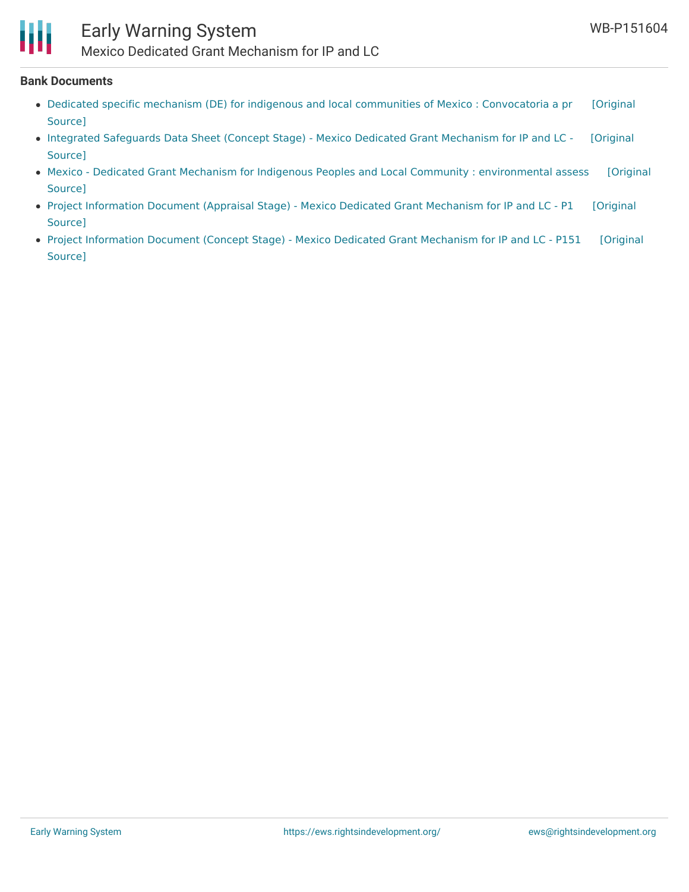**Bank Documents**

- Dedicated specific mechanism (DE) for indigenous and local communities of Mexico : Convocatoria a pr [Original Source]
- Integrated Safeguards Data Sheet (Concept Stage) - Mexico Dedicated Grant Mechanism for IP and LC - [Original Source]
- Mexico - Dedicated Grant Mechanism for Indigenous Peoples and Local Community : environmental assess [Original Source]
- Project Information Document (Appraisal Stage) - Mexico Dedicated Grant Mechanism for IP and LC - P1 [Original Source]
- Project Information Document (Concept Stage) - Mexico Dedicated Grant Mechanism for IP and LC - P151 [Original Source]